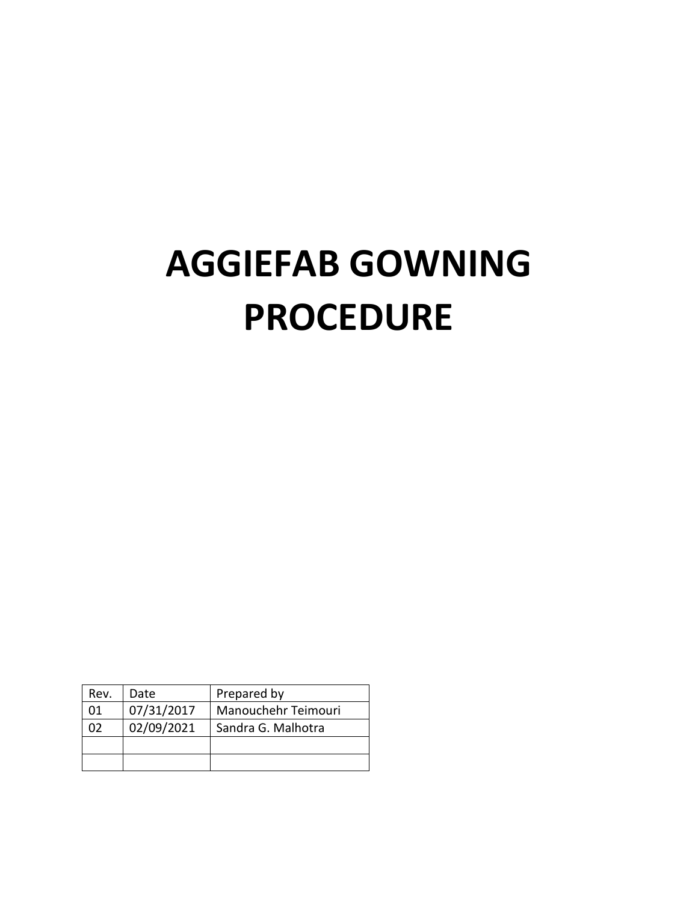# AGGIEFAB GOWNING PROCEDURE

| Rev. | Date | Prepared by |
|---|---|---|
| 01 | 07/31/2017 | Manouchehr Teimouri |
| 02 | 02/09/2021 | Sandra G. Malhotra |
| | | |
| | | |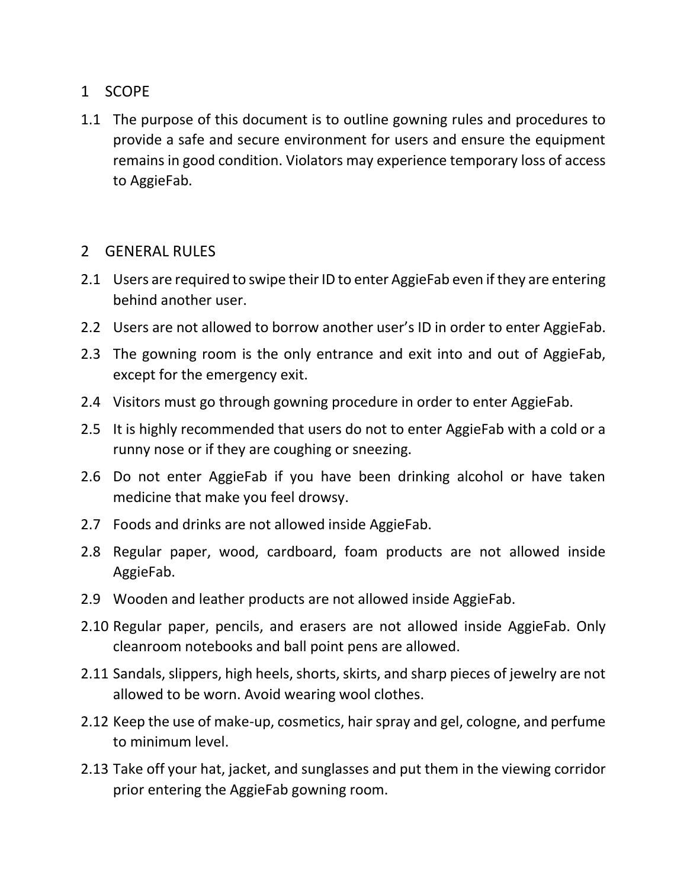# 1 SCOPE

1.1 The purpose of this document is to outline gowning rules and procedures to provide a safe and secure environment for users and ensure the equipment remains in good condition. Violators may experience temporary loss of access to AggieFab.

# 2 GENERAL RULES

2.1 Users are required to swipe their ID to enter AggieFab even if they are entering behind another user.

2.2 Users are not allowed to borrow another user's ID in order to enter AggieFab.

2.3 The gowning room is the only entrance and exit into and out of AggieFab, except for the emergency exit.

2.4 Visitors must go through gowning procedure in order to enter AggieFab.

2.5 It is highly recommended that users do not to enter AggieFab with a cold or a runny nose or if they are coughing or sneezing.

2.6 Do not enter AggieFab if you have been drinking alcohol or have taken medicine that make you feel drowsy.

2.7 Foods and drinks are not allowed inside AggieFab.

2.8 Regular paper, wood, cardboard, foam products are not allowed inside AggieFab.

2.9 Wooden and leather products are not allowed inside AggieFab.

2.10 Regular paper, pencils, and erasers are not allowed inside AggieFab. Only cleanroom notebooks and ball point pens are allowed.

2.11 Sandals, slippers, high heels, shorts, skirts, and sharp pieces of jewelry are not allowed to be worn. Avoid wearing wool clothes.

2.12 Keep the use of make-up, cosmetics, hair spray and gel, cologne, and perfume to minimum level.

2.13 Take off your hat, jacket, and sunglasses and put them in the viewing corridor prior entering the AggieFab gowning room.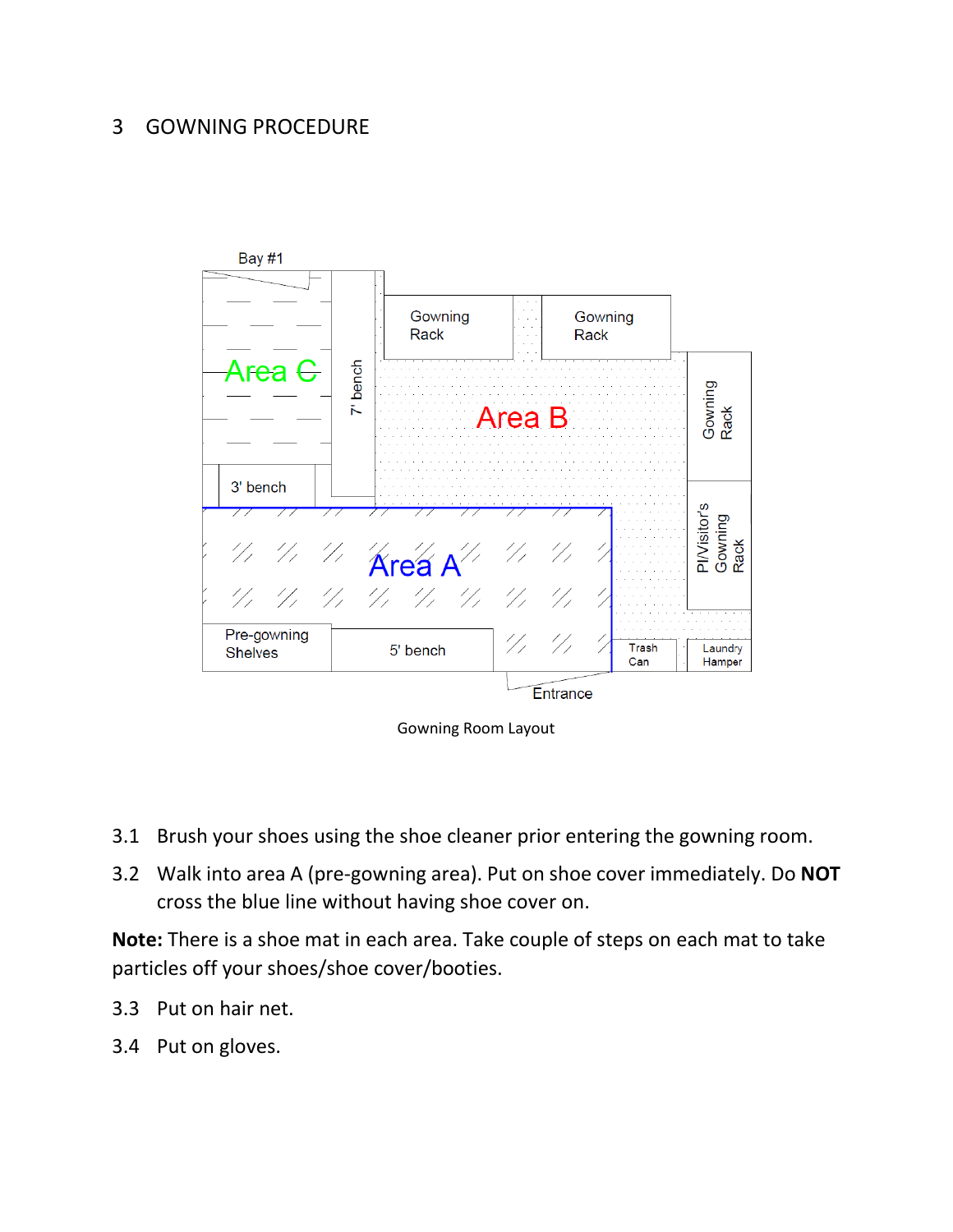# 3 GOWNING PROCEDURE

Gowning Room Layout

3.1 Brush your shoes using the shoe cleaner prior entering the gowning room.

3.2 Walk into area A (pre-gowning area). Put on shoe cover immediately. Do **NOT** cross the blue line without having shoe cover on.

**Note:** There is a shoe mat in each area. Take couple of steps on each mat to take particles off your shoes/shoe cover/booties.

3.3 Put on hair net.

3.4 Put on gloves.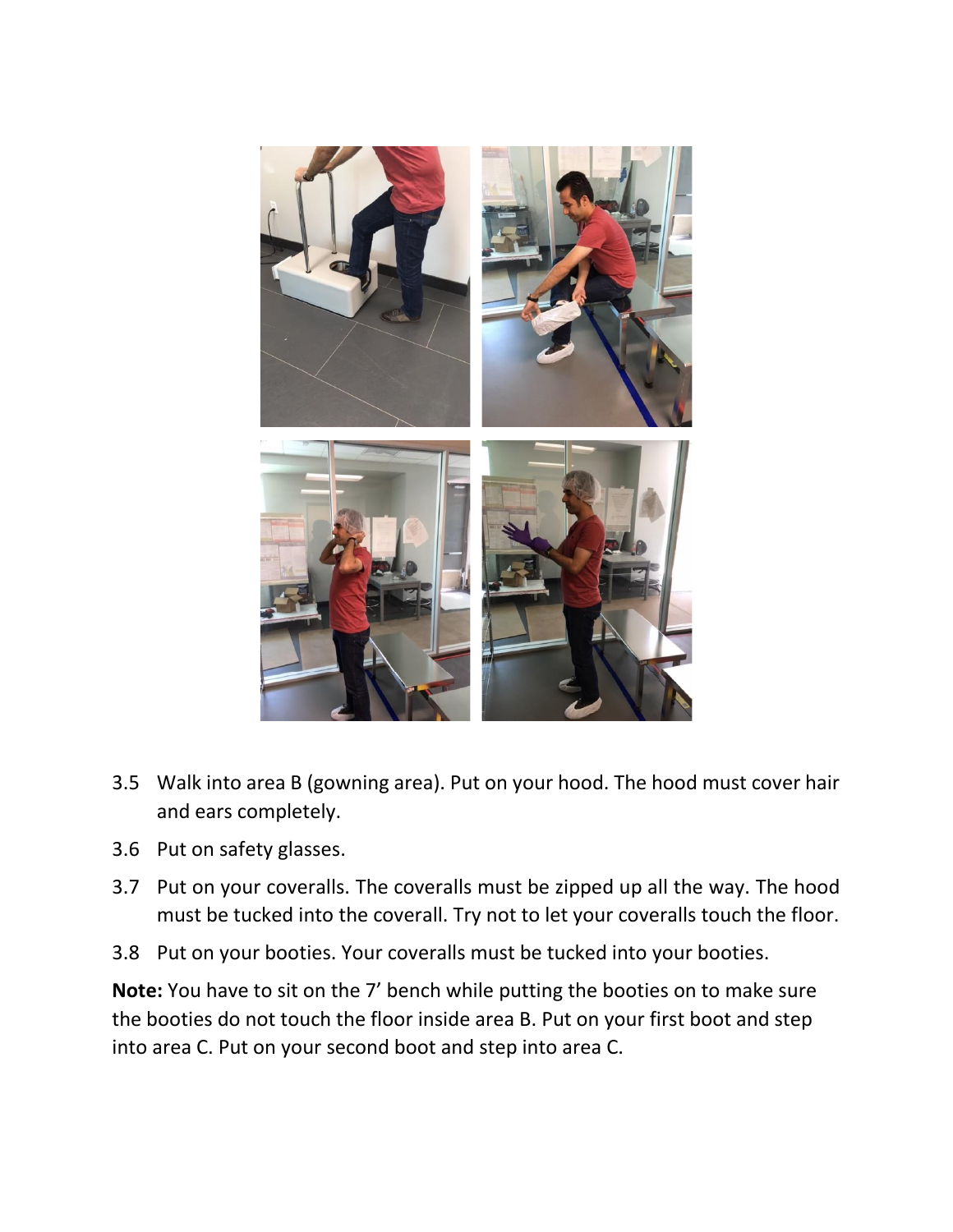3.5 Walk into area B (gowning area). Put on your hood. The hood must cover hair and ears completely.

3.6 Put on safety glasses.

3.7 Put on your coveralls. The coveralls must be zipped up all the way. The hood must be tucked into the coverall. Try not to let your coveralls touch the floor.

3.8 Put on your booties. Your coveralls must be tucked into your booties.

**Note:** You have to sit on the 7' bench while putting the booties on to make sure the booties do not touch the floor inside area B. Put on your first boot and step into area C. Put on your second boot and step into area C.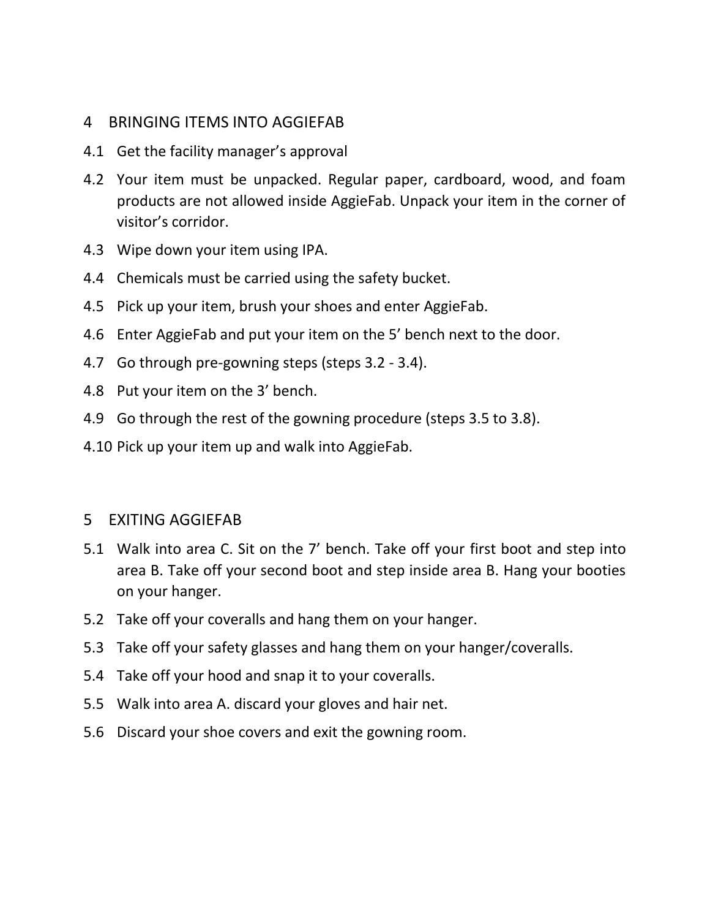## 4 BRINGING ITEMS INTO AGGIEFAB

4.1 Get the facility manager's approval

4.2 Your item must be unpacked. Regular paper, cardboard, wood, and foam products are not allowed inside AggieFab. Unpack your item in the corner of visitor's corridor.

4.3 Wipe down your item using IPA.

4.4 Chemicals must be carried using the safety bucket.

4.5 Pick up your item, brush your shoes and enter AggieFab.

4.6 Enter AggieFab and put your item on the 5' bench next to the door.

4.7 Go through pre-gowning steps (steps 3.2 - 3.4).

4.8 Put your item on the 3' bench.

4.9 Go through the rest of the gowning procedure (steps 3.5 to 3.8).

4.10 Pick up your item up and walk into AggieFab.

## 5 EXITING AGGIEFAB

5.1 Walk into area C. Sit on the 7' bench. Take off your first boot and step into area B. Take off your second boot and step inside area B. Hang your booties on your hanger.

5.2 Take off your coveralls and hang them on your hanger.

5.3 Take off your safety glasses and hang them on your hanger/coveralls.

5.4 Take off your hood and snap it to your coveralls.

5.5 Walk into area A. discard your gloves and hair net.

5.6 Discard your shoe covers and exit the gowning room.